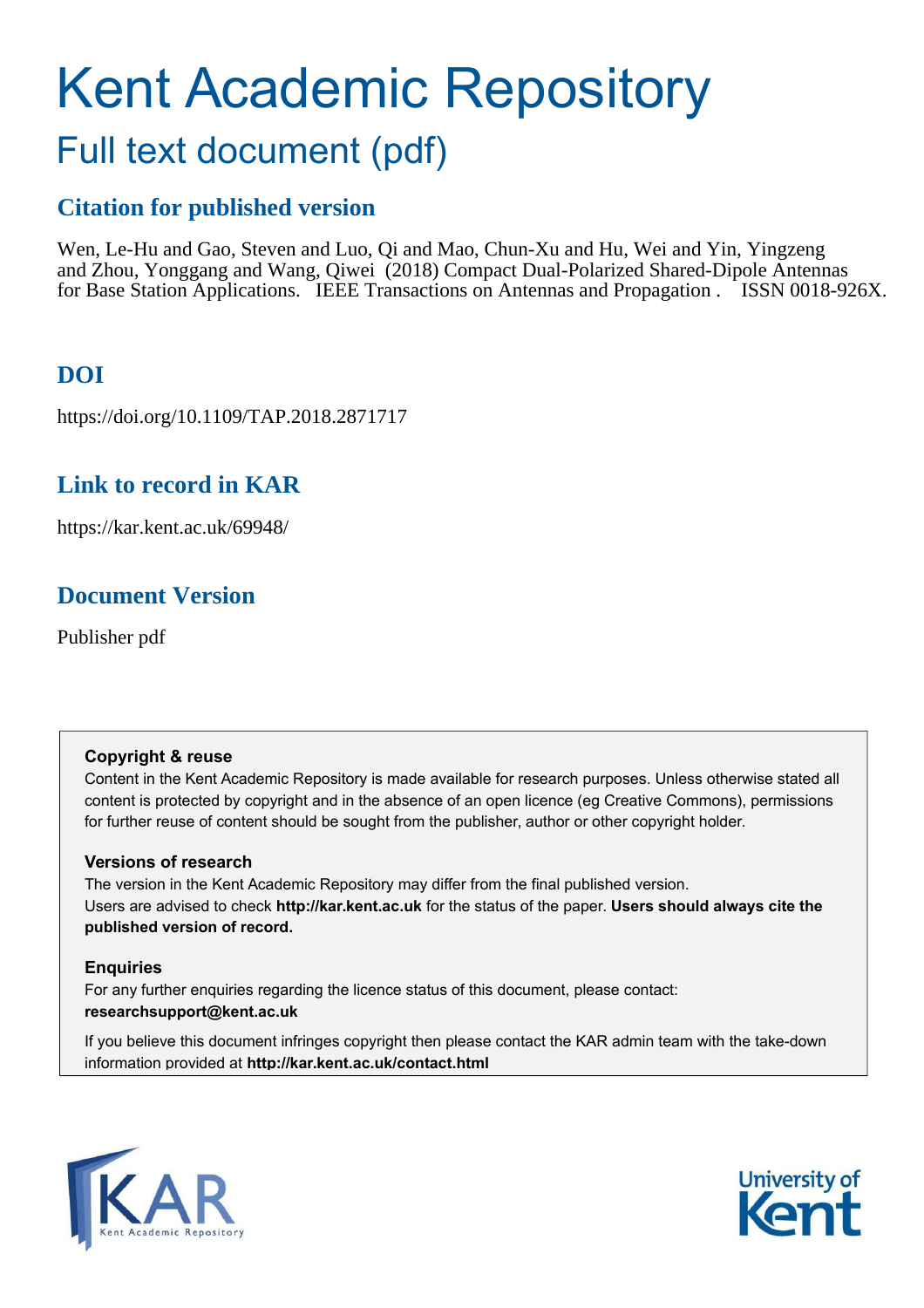# Kent Academic Repository

## Full text document (pdf)

### Citation for published version

Wen, Le-Hu and Gao, Steven and Luo, Qi and Mao, Chun-Xu and Hu, Wei and Yin, Yingzeng and Zhou, Yonggang and Wang, Qiwei (2018) Compact Dual-Polarized Shared-Dipole Antennas for Base Station Applications. IEEE Transactions on Antennas and Propagation . ISSN 0018-926X.

### DOI

https://doi.org/10.1109/TAP.2018.2871717

### Link to record in KAR

https://kar.kent.ac.uk/69948/

### Document Version

Publisher pdf

**Copyright & reuse**

Content in the Kent Academic Repository is made available for research purposes. Unless otherwise stated all content is protected by copyright and in the absence of an open licence (eg Creative Commons), permissions for further reuse of content should be sought from the publisher, author or other copyright holder.

**Versions of research**

The version in the Kent Academic Repository may differ from the final published version. Users are advised to check **http://kar.kent.ac.uk** for the status of the paper. **Users should always cite the published version of record.**

**Enquiries**

For any further enquiries regarding the licence status of this document, please contact: **researchsupport@kent.ac.uk**

If you believe this document infringes copyright then please contact the KAR admin team with the take-down information provided at **http://kar.kent.ac.uk/contact.html**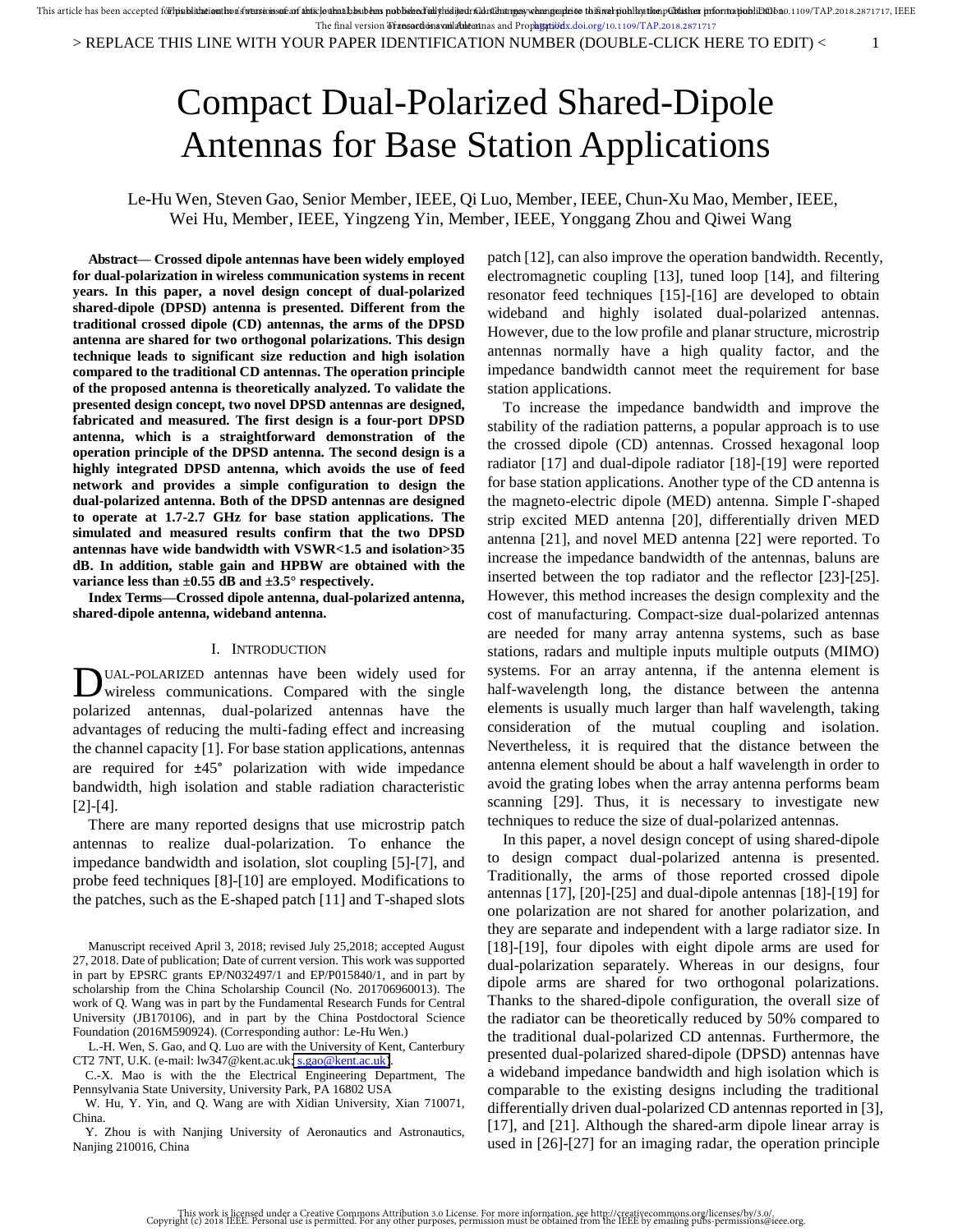# Compact Dual-Polarized Shared-Dipole Antennas for Base Station Applications

Le-Hu Wen, Steven Gao, Senior Member, IEEE, Qi Luo, Member, IEEE, Chun-Xu Mao, Member, IEEE, Wei Hu, Member, IEEE, Yingzeng Yin, Member, IEEE, Yonggang Zhou and Qiwei Wang

***Abstract*— Crossed dipole antennas have been widely employed for dual-polarization in wireless communication systems in recent years. In this paper, a novel design concept of dual-polarized shared-dipole (DPSD) antenna is presented. Different from the traditional crossed dipole (CD) antennas, the arms of the DPSD antenna are shared for two orthogonal polarizations. This design technique leads to significant size reduction and high isolation compared to the traditional CD antennas. The operation principle of the proposed antenna is theoretically analyzed. To validate the presented design concept, two novel DPSD antennas are designed, fabricated and measured. The first design is a four-port DPSD antenna, which is a straightforward demonstration of the operation principle of the DPSD antenna. The second design is a highly integrated DPSD antenna, which avoids the use of feed network and provides a simple configuration to design the dual-polarized antenna. Both of the DPSD antennas are designed to operate at 1.7-2.7 GHz for base station applications. The simulated and measured results confirm that the two DPSD antennas have wide bandwidth with VSWR<1.5 and isolation>35 dB. In addition, stable gain and HPBW are obtained with the variance less than ±0.55 dB and ±3.5° respectively.**

***Index Terms*—Crossed dipole antenna, dual-polarized antenna, shared-dipole antenna, wideband antenna.**

## I. INTRODUCTION

DUAL-POLARIZED antennas have been widely used for wireless communications. Compared with the single polarized antennas, dual-polarized antennas have the advantages of reducing the multi-fading effect and increasing the channel capacity [1]. For base station applications, antennas are required for ±45° polarization with wide impedance bandwidth, high isolation and stable radiation characteristic [2]-[4].

There are many reported designs that use microstrip patch antennas to realize dual-polarization. To enhance the impedance bandwidth and isolation, slot coupling [5]-[7], and probe feed techniques [8]-[10] are employed. Modifications to the patches, such as the E-shaped patch [11] and T-shaped slots patch [12], can also improve the operation bandwidth. Recently, electromagnetic coupling [13], tuned loop [14], and filtering resonator feed techniques [15]-[16] are developed to obtain wideband and highly isolated dual-polarized antennas. However, due to the low profile and planar structure, microstrip antennas normally have a high quality factor, and the impedance bandwidth cannot meet the requirement for base station applications.

To increase the impedance bandwidth and improve the stability of the radiation patterns, a popular approach is to use the crossed dipole (CD) antennas. Crossed hexagonal loop radiator [17] and dual-dipole radiator [18]-[19] were reported for base station applications. Another type of the CD antenna is the magneto-electric dipole (MED) antenna. Simple Γ-shaped strip excited MED antenna [20], differentially driven MED antenna [21], and novel MED antenna [22] were reported. To increase the impedance bandwidth of the antennas, baluns are inserted between the top radiator and the reflector [23]-[25]. However, this method increases the design complexity and the cost of manufacturing. Compact-size dual-polarized antennas are needed for many array antenna systems, such as base stations, radars and multiple inputs multiple outputs (MIMO) systems. For an array antenna, if the antenna element is half-wavelength long, the distance between the antenna elements is usually much larger than half wavelength, taking consideration of the mutual coupling and isolation. Nevertheless, it is required that the distance between the antenna element should be about a half wavelength in order to avoid the grating lobes when the array antenna performs beam scanning [29]. Thus, it is necessary to investigate new techniques to reduce the size of dual-polarized antennas.

In this paper, a novel design concept of using shared-dipole to design compact dual-polarized antenna is presented. Traditionally, the arms of those reported crossed dipole antennas [17], [20]-[25] and dual-dipole antennas [18]-[19] for one polarization are not shared for another polarization, and they are separate and independent with a large radiator size. In [18]-[19], four dipoles with eight dipole arms are used for dual-polarization separately. Whereas in our designs, four dipole arms are shared for two orthogonal polarizations. Thanks to the shared-dipole configuration, the overall size of the radiator can be theoretically reduced by 50% compared to the traditional dual-polarized CD antennas. Furthermore, the presented dual-polarized shared-dipole (DPSD) antennas have a wideband impedance bandwidth and high isolation which is comparable to the existing designs including the traditional differentially driven dual-polarized CD antennas reported in [3], [17], and [21]. Although the shared-arm dipole linear array is used in [26]-[27] for an imaging radar, the operation principle

Manuscript received April 3, 2018; revised July 25,2018; accepted August 27, 2018. Date of publication; Date of current version. This work was supported in part by EPSRC grants EP/N032497/1 and EP/P015840/1, and in part by scholarship from the China Scholarship Council (No. 201706960013). The work of Q. Wang was in part by the Fundamental Research Funds for Central University (JB170106), and in part by the China Postdoctoral Science Foundation (2016M590924). (Corresponding author: Le-Hu Wen.)

L.-H. Wen, S. Gao, and Q. Luo are with the University of Kent, Canterbury CT2 7NT, U.K. (e-mail: lw347@kent.ac.uk; s.gao@kent.ac.uk).

C.-X. Mao is with the Electrical Engineering Department, The Pennsylvania State University, University Park, PA 16802 USA

W. Hu, Y. Yin, and Q. Wang are with Xidian University, Xian 710071, China.

Y. Zhou is with Nanjing University of Aeronautics and Astronautics, Nanjing 210016, China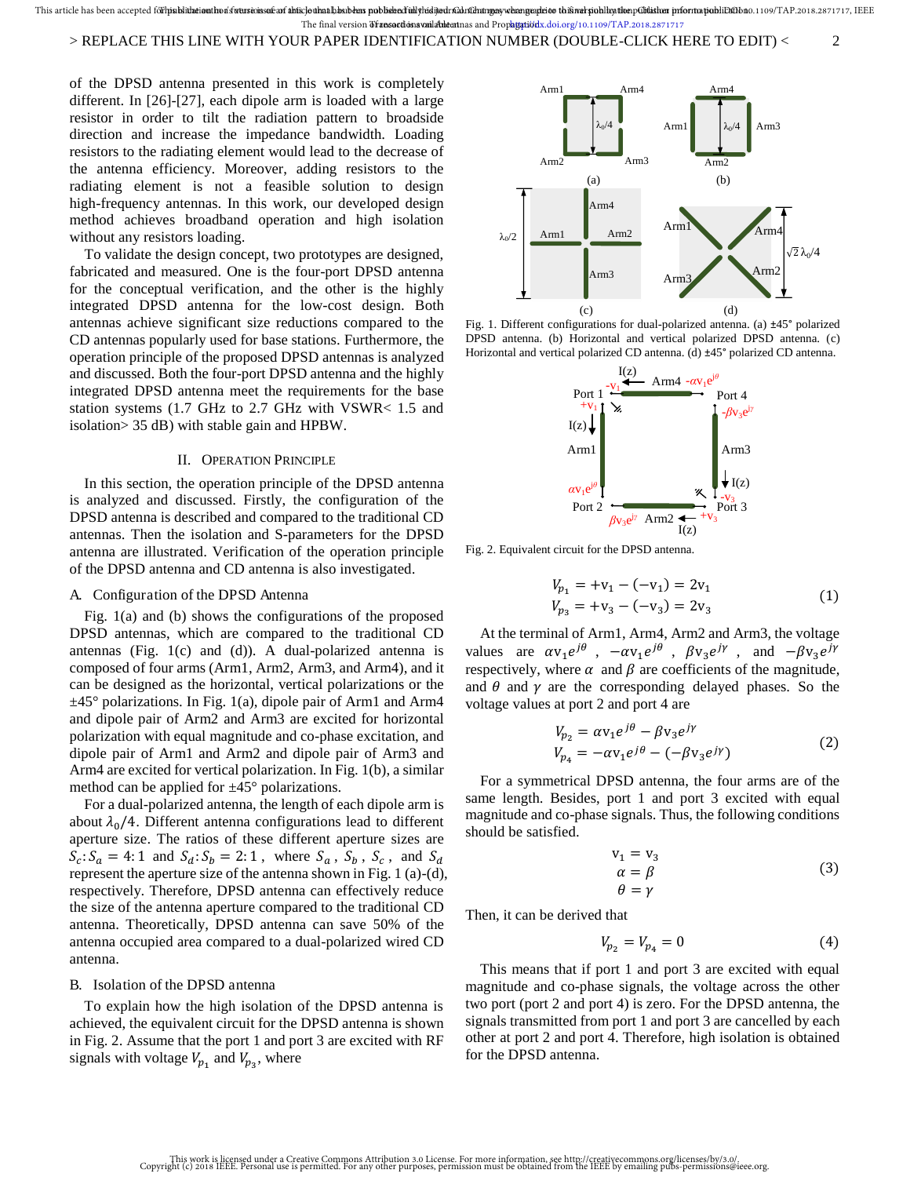of the DPSD antenna presented in this work is completely different. In [26]-[27], each dipole arm is loaded with a large resistor in order to tilt the radiation pattern to broadside direction and increase the impedance bandwidth. Loading resistors to the radiating element would lead to the decrease of the antenna efficiency. Moreover, adding resistors to the radiating element is not a feasible solution to design high-frequency antennas. In this work, our developed design method achieves broadband operation and high isolation without any resistors loading.

To validate the design concept, two prototypes are designed, fabricated and measured. One is the four-port DPSD antenna for the conceptual verification, and the other is the highly integrated DPSD antenna for the low-cost design. Both antennas achieve significant size reductions compared to the CD antennas popularly used for base stations. Furthermore, the operation principle of the proposed DPSD antennas is analyzed and discussed. Both the four-port DPSD antenna and the highly integrated DPSD antenna meet the requirements for the base station systems (1.7 GHz to 2.7 GHz with VSWR< 1.5 and isolation> 35 dB) with stable gain and HPBW.

## II. Operation Principle

In this section, the operation principle of the DPSD antenna is analyzed and discussed. Firstly, the configuration of the DPSD antenna is described and compared to the traditional CD antennas. Then the isolation and S-parameters for the DPSD antenna are illustrated. Verification of the operation principle of the DPSD antenna and CD antenna is also investigated.

### A. Configuration of the DPSD Antenna

Fig. 1(a) and (b) shows the configurations of the proposed DPSD antennas, which are compared to the traditional CD antennas (Fig. 1(c) and (d)). A dual-polarized antenna is composed of four arms (Arm1, Arm2, Arm3, and Arm4), and it can be designed as the horizontal, vertical polarizations or the ±45° polarizations. In Fig. 1(a), dipole pair of Arm1 and Arm4 and dipole pair of Arm2 and Arm3 are excited for horizontal polarization with equal magnitude and co-phase excitation, and dipole pair of Arm1 and Arm2 and dipole pair of Arm3 and Arm4 are excited for vertical polarization. In Fig. 1(b), a similar method can be applied for ±45° polarizations.

For a dual-polarized antenna, the length of each dipole arm is about $\lambda_0/4$. Different antenna configurations lead to different aperture size. The ratios of these different aperture sizes are $S_c:S_a = 4:1$ and $S_d:S_b = 2:1$, where $S_a$, $S_b$, $S_c$, and $S_d$ represent the aperture size of the antenna shown in Fig. 1 (a)-(d), respectively. Therefore, DPSD antenna can effectively reduce the size of the antenna aperture compared to the traditional CD antenna. Theoretically, DPSD antenna can save 50% of the antenna occupied area compared to a dual-polarized wired CD antenna.

### B. Isolation of the DPSD antenna

To explain how the high isolation of the DPSD antenna is achieved, the equivalent circuit for the DPSD antenna is shown in Fig. 2. Assume that the port 1 and port 3 are excited with RF signals with voltage $V_{p_1}$ and $V_{p_3}$, where

Fig. 1. Different configurations for dual-polarized antenna. (a) ±45° polarized DPSD antenna. (b) Horizontal and vertical polarized DPSD antenna. (c) Horizontal and vertical polarized CD antenna. (d) ±45° polarized CD antenna.

Fig. 2. Equivalent circuit for the DPSD antenna.

$$
\begin{aligned}
V_{p_1} &= +v_1 - (-v_1) = 2v_1 \\
V_{p_3} &= +v_3 - (-v_3) = 2v_3
\end{aligned}
\tag{1}
$$

At the terminal of Arm1, Arm4, Arm2 and Arm3, the voltage values are $\alpha v_1 e^{j\theta}$, $-\alpha v_1 e^{j\theta}$, $\beta v_3 e^{j\gamma}$, and $-\beta v_3 e^{j\gamma}$ respectively, where $\alpha$ and $\beta$ are coefficients of the magnitude, and $\theta$ and $\gamma$ are the corresponding delayed phases. So the voltage values at port 2 and port 4 are

$$
\begin{aligned}
V_{p_2} &= \alpha v_1 e^{j\theta} - \beta v_3 e^{j\gamma} \\
V_{p_4} &= -\alpha v_1 e^{j\theta} - (-\beta v_3 e^{j\gamma})
\end{aligned}
\tag{2}
$$

For a symmetrical DPSD antenna, the four arms are of the same length. Besides, port 1 and port 3 excited with equal magnitude and co-phase signals. Thus, the following conditions should be satisfied.

$$
\begin{aligned}
v_1 &= v_3 \\
\alpha &= \beta \\
\theta &= \gamma
\end{aligned}
\tag{3}
$$

Then, it can be derived that

$$
V_{p_2} = V_{p_4} = 0 \tag{4}
$$

This means that if port 1 and port 3 are excited with equal magnitude and co-phase signals, the voltage across the other two port (port 2 and port 4) is zero. For the DPSD antenna, the signals transmitted from port 1 and port 3 are cancelled by each other at port 2 and port 4. Therefore, high isolation is obtained for the DPSD antenna.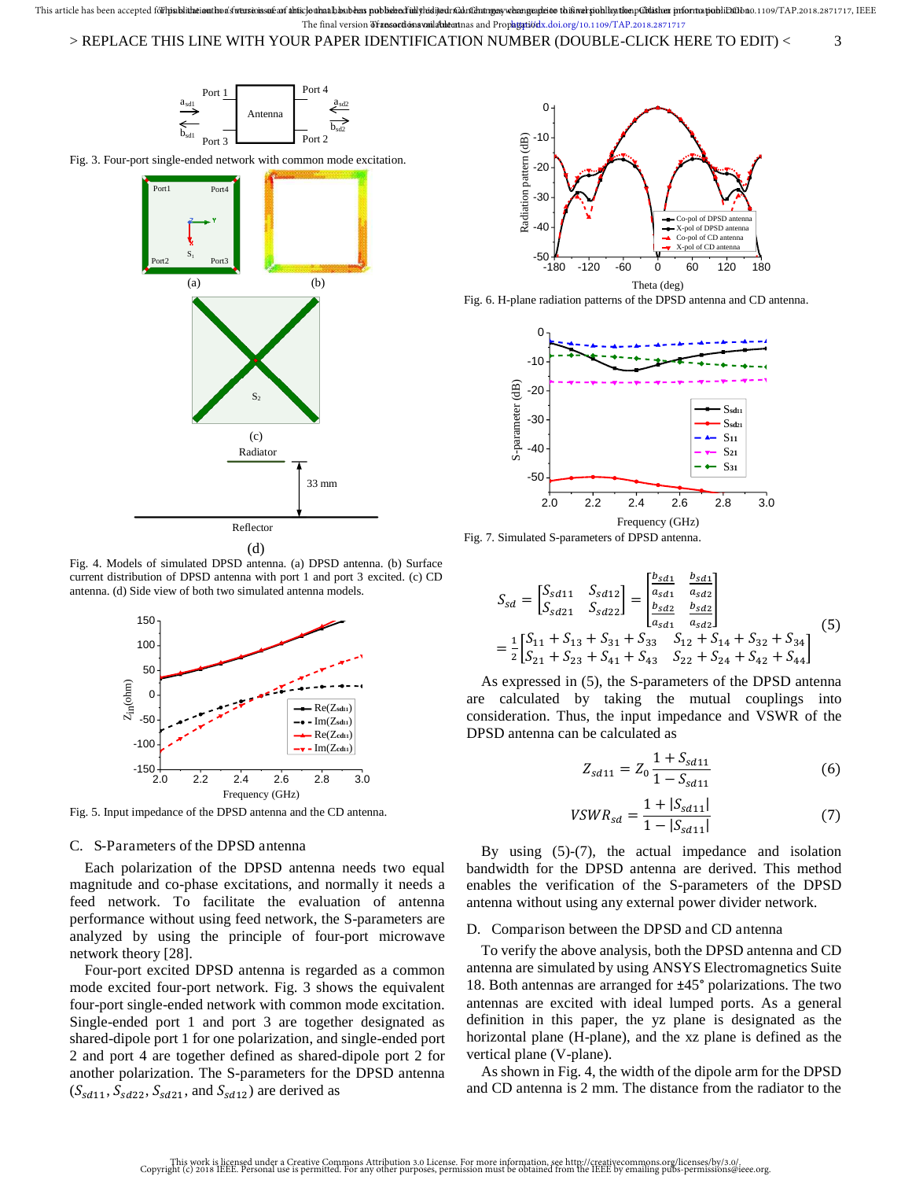Fig. 3. Four-port single-ended network with common mode excitation.

Fig. 4. Models of simulated DPSD antenna. (a) DPSD antenna. (b) Surface current distribution of DPSD antenna with port 1 and port 3 excited. (c) CD antenna. (d) Side view of both two simulated antenna models.

Fig. 5. Input impedance of the DPSD antenna and the CD antenna.

### C. S-Parameters of the DPSD antenna

Each polarization of the DPSD antenna needs two equal magnitude and co-phase excitations, and normally it needs a feed network. To facilitate the evaluation of antenna performance without using feed network, the S-parameters are analyzed by using the principle of four-port microwave network theory [28].

Four-port excited DPSD antenna is regarded as a common mode excited four-port network. Fig. 3 shows the equivalent four-port single-ended network with common mode excitation. Single-ended port 1 and port 3 are together designated as shared-dipole port 1 for one polarization, and single-ended port 2 and port 4 are together defined as shared-dipole port 2 for another polarization. The S-parameters for the DPSD antenna ($S_{sd11}$, $S_{sd22}$, $S_{sd21}$, and $S_{sd12}$) are derived as

Fig. 6. H-plane radiation patterns of the DPSD antenna and CD antenna.

Fig. 7. Simulated S-parameters of DPSD antenna.

$$S_{sd} = \begin{bmatrix} S_{sd11} & S_{sd12} \\ S_{sd21} & S_{sd22} \end{bmatrix} = \begin{bmatrix} \frac{b_{sd1}}{a_{sd1}} & \frac{b_{sd1}}{a_{sd2}} \\ \frac{b_{sd2}}{a_{sd1}} & \frac{b_{sd2}}{a_{sd2}} \end{bmatrix}$$
$$= \frac{1}{2} \begin{bmatrix} S_{11} + S_{13} + S_{31} + S_{33} & S_{12} + S_{14} + S_{32} + S_{34} \\ S_{21} + S_{23} + S_{41} + S_{43} & S_{22} + S_{24} + S_{42} + S_{44} \end{bmatrix} \tag{5}$$

As expressed in (5), the S-parameters of the DPSD antenna are calculated by taking the mutual couplings into consideration. Thus, the input impedance and VSWR of the DPSD antenna can be calculated as

$$Z_{sd11} = Z_0 \frac{1 + S_{sd11}}{1 - S_{sd11}} \tag{6}$$

$$VSWR_{sd} = \frac{1 + |S_{sd11}|}{1 - |S_{sd11}|} \tag{7}$$

By using (5)-(7), the actual impedance and isolation bandwidth for the DPSD antenna are derived. This method enables the verification of the S-parameters of the DPSD antenna without using any external power divider network.

### D. Comparison between the DPSD and CD antenna

To verify the above analysis, both the DPSD antenna and CD antenna are simulated by using ANSYS Electromagnetics Suite 18. Both antennas are arranged for ±45° polarizations. The two antennas are excited with ideal lumped ports. As a general definition in this paper, the yz plane is designated as the horizontal plane (H-plane), and the xz plane is defined as the vertical plane (V-plane).

As shown in Fig. 4, the width of the dipole arm for the DPSD and CD antenna is 2 mm. The distance from the radiator to the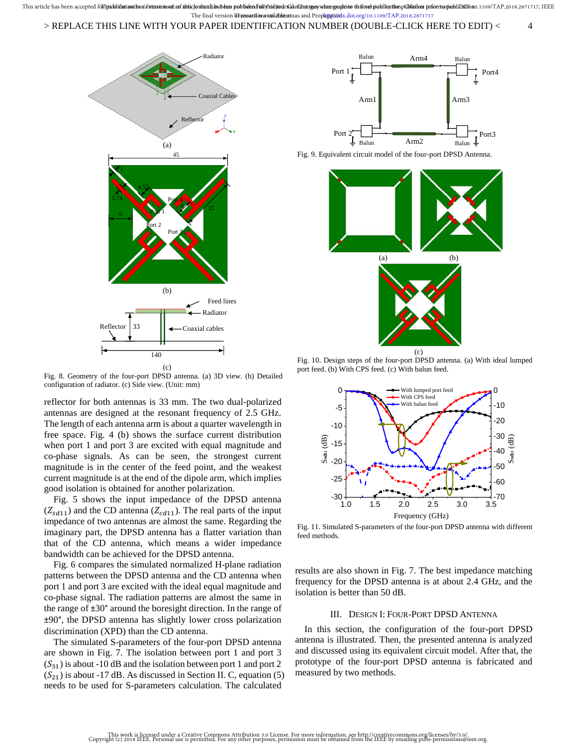Fig. 8. Geometry of the four-port DPSD antenna. (a) 3D view. (b) Detailed configuration of radiator. (c) Side view. (Unit: mm)

Fig. 9. Equivalent circuit model of the four-port DPSD Antenna.

Fig. 10. Design steps of the four-port DPSD antenna. (a) With ideal lumped port feed. (b) With CPS feed. (c) With balun feed.

Fig. 11. Simulated S-parameters of the four-port DPSD antenna with different feed methods.

reflector for both antennas is 33 mm. The two dual-polarized antennas are designed at the resonant frequency of 2.5 GHz. The length of each antenna arm is about a quarter wavelength in free space. Fig. 4 (b) shows the surface current distribution when port 1 and port 3 are excited with equal magnitude and co-phase signals. As can be seen, the strongest current magnitude is in the center of the feed point, and the weakest current magnitude is at the end of the dipole arm, which implies good isolation is obtained for another polarization.

Fig. 5 shows the input impedance of the DPSD antenna ($Z_{sd11}$) and the CD antenna ($Z_{cd11}$). The real parts of the input impedance of two antennas are almost the same. Regarding the imaginary part, the DPSD antenna has a flatter variation than that of the CD antenna, which means a wider impedance bandwidth can be achieved for the DPSD antenna.

Fig. 6 compares the simulated normalized H-plane radiation patterns between the DPSD antenna and the CD antenna when port 1 and port 3 are excited with the ideal equal magnitude and co-phase signal. The radiation patterns are almost the same in the range of ±30° around the boresight direction. In the range of ±90°, the DPSD antenna has slightly lower cross polarization discrimination (XPD) than the CD antenna.

The simulated S-parameters of the four-port DPSD antenna are shown in Fig. 7. The isolation between port 1 and port 3 ($S_{31}$) is about -10 dB and the isolation between port 1 and port 2 ($S_{21}$) is about -17 dB. As discussed in Section II. C, equation (5) needs to be used for S-parameters calculation. The calculated results are also shown in Fig. 7. The best impedance matching frequency for the DPSD antenna is at about 2.4 GHz, and the isolation is better than 50 dB.

## III. Design I: Four-Port DPSD Antenna

In this section, the configuration of the four-port DPSD antenna is illustrated. Then, the presented antenna is analyzed and discussed using its equivalent circuit model. After that, the prototype of the four-port DPSD antenna is fabricated and measured by two methods.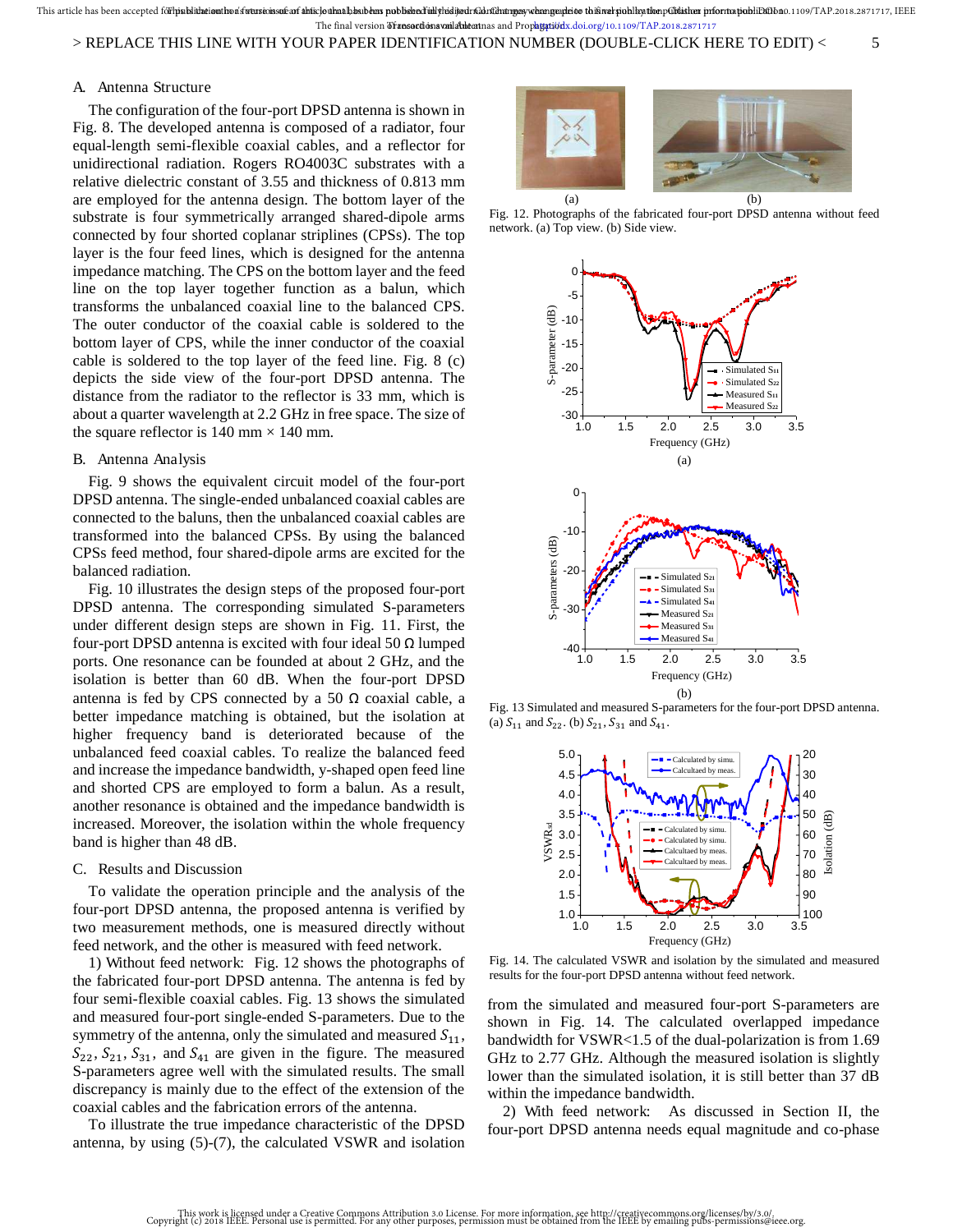## A. Antenna Structure

The configuration of the four-port DPSD antenna is shown in Fig. 8. The developed antenna is composed of a radiator, four equal-length semi-flexible coaxial cables, and a reflector for unidirectional radiation. Rogers RO4003C substrates with a relative dielectric constant of 3.55 and thickness of 0.813 mm are employed for the antenna design. The bottom layer of the substrate is four symmetrically arranged shared-dipole arms connected by four shorted coplanar striplines (CPSs). The top layer is the four feed lines, which is designed for the antenna impedance matching. The CPS on the bottom layer and the feed line on the top layer together function as a balun, which transforms the unbalanced coaxial line to the balanced CPS. The outer conductor of the coaxial cable is soldered to the bottom layer of CPS, while the inner conductor of the coaxial cable is soldered to the top layer of the feed line. Fig. 8 (c) depicts the side view of the four-port DPSD antenna. The distance from the radiator to the reflector is 33 mm, which is about a quarter wavelength at 2.2 GHz in free space. The size of the square reflector is 140 mm × 140 mm.

## B. Antenna Analysis

Fig. 9 shows the equivalent circuit model of the four-port DPSD antenna. The single-ended unbalanced coaxial cables are connected to the baluns, then the unbalanced coaxial cables are transformed into the balanced CPSs. By using the balanced CPSs feed method, four shared-dipole arms are excited for the balanced radiation.

Fig. 10 illustrates the design steps of the proposed four-port DPSD antenna. The corresponding simulated S-parameters under different design steps are shown in Fig. 11. First, the four-port DPSD antenna is excited with four ideal 50 Ω lumped ports. One resonance can be founded at about 2 GHz, and the isolation is better than 60 dB. When the four-port DPSD antenna is fed by CPS connected by a 50 Ω coaxial cable, a better impedance matching is obtained, but the isolation at higher frequency band is deteriorated because of the unbalanced feed coaxial cables. To realize the balanced feed and increase the impedance bandwidth, y-shaped open feed line and shorted CPS are employed to form a balun. As a result, another resonance is obtained and the impedance bandwidth is increased. Moreover, the isolation within the whole frequency band is higher than 48 dB.

## C. Results and Discussion

To validate the operation principle and the analysis of the four-port DPSD antenna, the proposed antenna is verified by two measurement methods, one is measured directly without feed network, and the other is measured with feed network.

1) Without feed network: Fig. 12 shows the photographs of the fabricated four-port DPSD antenna. The antenna is fed by four semi-flexible coaxial cables. Fig. 13 shows the simulated and measured four-port single-ended S-parameters. Due to the symmetry of the antenna, only the simulated and measured $S_{11}$, $S_{22}$, $S_{21}$, $S_{31}$, and $S_{41}$ are given in the figure. The measured S-parameters agree well with the simulated results. The small discrepancy is mainly due to the effect of the extension of the coaxial cables and the fabrication errors of the antenna.

To illustrate the true impedance characteristic of the DPSD antenna, by using (5)-(7), the calculated VSWR and isolation

Fig. 12. Photographs of the fabricated four-port DPSD antenna without feed network. (a) Top view. (b) Side view.

Fig. 13 Simulated and measured S-parameters for the four-port DPSD antenna. (a) $S_{11}$ and $S_{22}$. (b) $S_{21}$, $S_{31}$ and $S_{41}$.

Fig. 14. The calculated VSWR and isolation by the simulated and measured results for the four-port DPSD antenna without feed network.

from the simulated and measured four-port S-parameters are shown in Fig. 14. The calculated overlapped impedance bandwidth for VSWR<1.5 of the dual-polarization is from 1.69 GHz to 2.77 GHz. Although the measured isolation is slightly lower than the simulated isolation, it is still better than 37 dB within the impedance bandwidth.

2) With feed network: As discussed in Section II, the four-port DPSD antenna needs equal magnitude and co-phase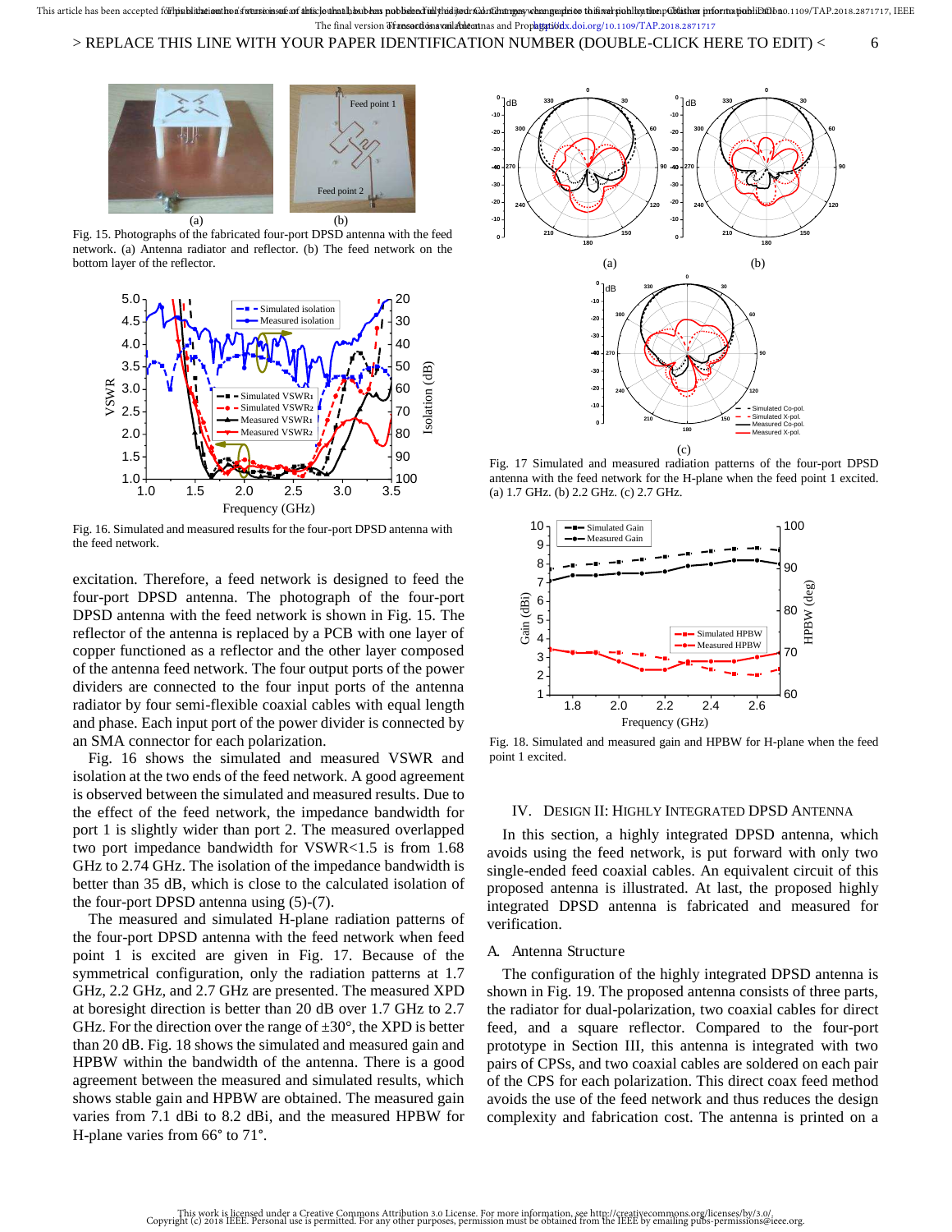Fig. 15. Photographs of the fabricated four-port DPSD antenna with the feed network. (a) Antenna radiator and reflector. (b) The feed network on the bottom layer of the reflector.

Fig. 16. Simulated and measured results for the four-port DPSD antenna with the feed network.

excitation. Therefore, a feed network is designed to feed the four-port DPSD antenna. The photograph of the four-port DPSD antenna with the feed network is shown in Fig. 15. The reflector of the antenna is replaced by a PCB with one layer of copper functioned as a reflector and the other layer composed of the antenna feed network. The four output ports of the power dividers are connected to the four input ports of the antenna radiator by four semi-flexible coaxial cables with equal length and phase. Each input port of the power divider is connected by an SMA connector for each polarization.

Fig. 16 shows the simulated and measured VSWR and isolation at the two ends of the feed network. A good agreement is observed between the simulated and measured results. Due to the effect of the feed network, the impedance bandwidth for port 1 is slightly wider than port 2. The measured overlapped two port impedance bandwidth for VSWR<1.5 is from 1.68 GHz to 2.74 GHz. The isolation of the impedance bandwidth is better than 35 dB, which is close to the calculated isolation of the four-port DPSD antenna using (5)-(7).

The measured and simulated H-plane radiation patterns of the four-port DPSD antenna with the feed network when feed point 1 is excited are given in Fig. 17. Because of the symmetrical configuration, only the radiation patterns at 1.7 GHz, 2.2 GHz, and 2.7 GHz are presented. The measured XPD at boresight direction is better than 20 dB over 1.7 GHz to 2.7 GHz. For the direction over the range of ±30°, the XPD is better than 20 dB. Fig. 18 shows the simulated and measured gain and HPBW within the bandwidth of the antenna. There is a good agreement between the measured and simulated results, which shows stable gain and HPBW are obtained. The measured gain varies from 7.1 dBi to 8.2 dBi, and the measured HPBW for H-plane varies from 66° to 71°.

Fig. 17 Simulated and measured radiation patterns of the four-port DPSD antenna with the feed network for the H-plane when the feed point 1 excited. (a) 1.7 GHz. (b) 2.2 GHz. (c) 2.7 GHz.

Fig. 18. Simulated and measured gain and HPBW for H-plane when the feed point 1 excited.

## IV. Design II: Highly Integrated DPSD Antenna

In this section, a highly integrated DPSD antenna, which avoids using the feed network, is put forward with only two single-ended feed coaxial cables. An equivalent circuit of this proposed antenna is illustrated. At last, the proposed highly integrated DPSD antenna is fabricated and measured for verification.

### A. Antenna Structure

The configuration of the highly integrated DPSD antenna is shown in Fig. 19. The proposed antenna consists of three parts, the radiator for dual-polarization, two coaxial cables for direct feed, and a square reflector. Compared to the four-port prototype in Section III, this antenna is integrated with two pairs of CPSs, and two coaxial cables are soldered on each pair of the CPS for each polarization. This direct coax feed method avoids the use of the feed network and thus reduces the design complexity and fabrication cost. The antenna is printed on a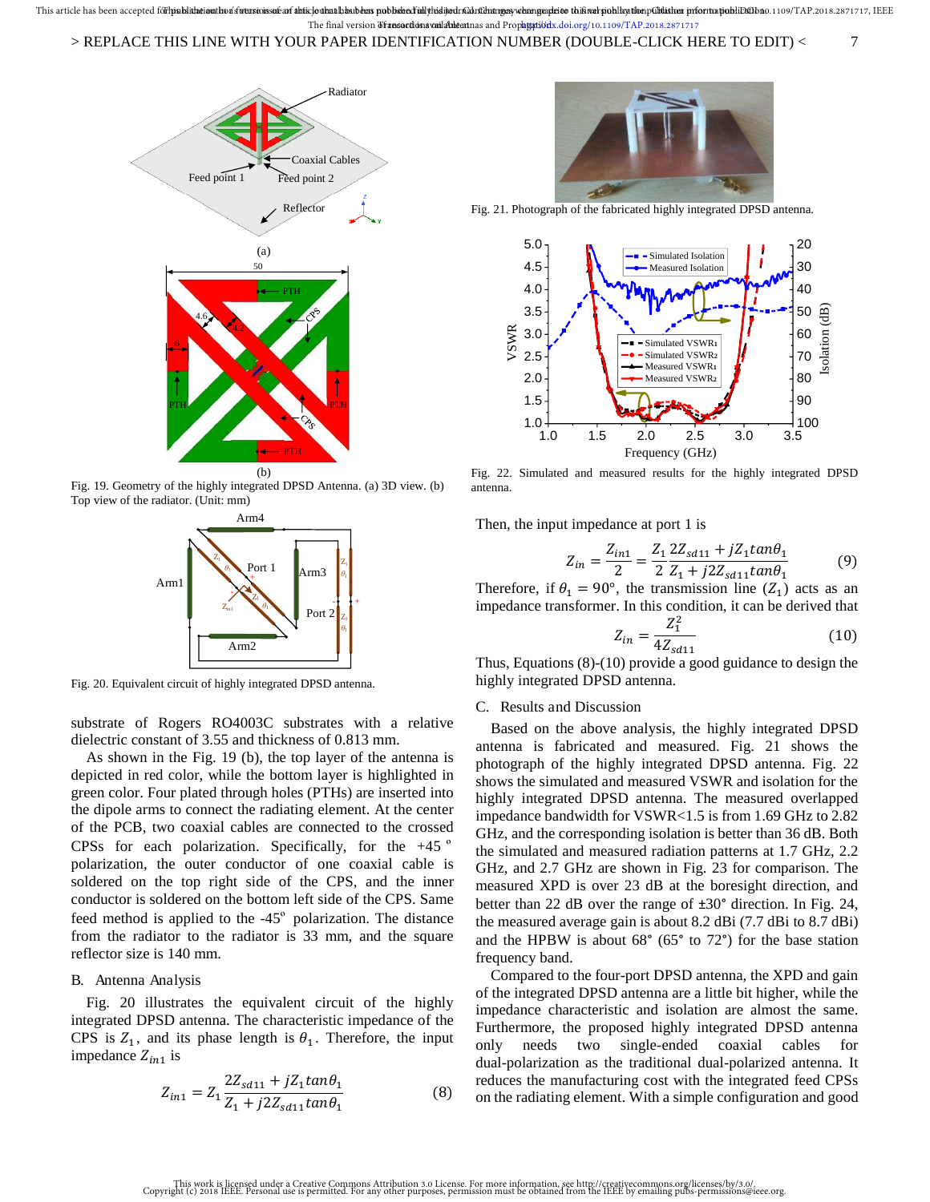Fig. 19. Geometry of the highly integrated DPSD Antenna. (a) 3D view. (b) Top view of the radiator. (Unit: mm)

Fig. 20. Equivalent circuit of highly integrated DPSD antenna.

substrate of Rogers RO4003C substrates with a relative dielectric constant of 3.55 and thickness of 0.813 mm.

As shown in the Fig. 19 (b), the top layer of the antenna is depicted in red color, while the bottom layer is highlighted in green color. Four plated through holes (PTHs) are inserted into the dipole arms to connect the radiating element. At the center of the PCB, two coaxial cables are connected to the crossed CPSs for each polarization. Specifically, for the +45 º polarization, the outer conductor of one coaxial cable is soldered on the top right side of the CPS, and the inner conductor is soldered on the bottom left side of the CPS. Same feed method is applied to the -45º polarization. The distance from the radiator to the radiator is 33 mm, and the square reflector size is 140 mm.

## B. Antenna Analysis

Fig. 20 illustrates the equivalent circuit of the highly integrated DPSD antenna. The characteristic impedance of the CPS is $Z_1$, and its phase length is $\theta_1$. Therefore, the input impedance $Z_{in1}$ is

$$Z_{in1} = Z_1 \frac{2Z_{sd11} + jZ_1 tan\theta_1}{Z_1 + j2Z_{sd11} tan\theta_1} \tag{8}$$

Fig. 21. Photograph of the fabricated highly integrated DPSD antenna.

Fig. 22. Simulated and measured results for the highly integrated DPSD antenna.

Then, the input impedance at port 1 is

$$Z_{in} = \frac{Z_{in1}}{2} = \frac{Z_1}{2} \frac{2Z_{sd11} + jZ_1 tan\theta_1}{Z_1 + j2Z_{sd11} tan\theta_1} \tag{9}$$

Therefore, if $\theta_1 = 90°$, the transmission line ($Z_1$) acts as an impedance transformer. In this condition, it can be derived that

$$Z_{in} = \frac{Z_1^2}{4Z_{sd11}} \tag{10}$$

Thus, Equations (8)-(10) provide a good guidance to design the highly integrated DPSD antenna.

## C. Results and Discussion

Based on the above analysis, the highly integrated DPSD antenna is fabricated and measured. Fig. 21 shows the photograph of the highly integrated DPSD antenna. Fig. 22 shows the simulated and measured VSWR and isolation for the highly integrated DPSD antenna. The measured overlapped impedance bandwidth for VSWR<1.5 is from 1.69 GHz to 2.82 GHz, and the corresponding isolation is better than 36 dB. Both the simulated and measured radiation patterns at 1.7 GHz, 2.2 GHz, and 2.7 GHz are shown in Fig. 23 for comparison. The measured XPD is over 23 dB at the boresight direction, and better than 22 dB over the range of ±30° direction. In Fig. 24, the measured average gain is about 8.2 dBi (7.7 dBi to 8.7 dBi) and the HPBW is about 68° (65° to 72°) for the base station frequency band.

Compared to the four-port DPSD antenna, the XPD and gain of the integrated DPSD antenna are a little bit higher, while the impedance characteristic and isolation are almost the same. Furthermore, the proposed highly integrated DPSD antenna only needs two single-ended coaxial cables for dual-polarization as the traditional dual-polarized antenna. It reduces the manufacturing cost with the integrated feed CPSs on the radiating element. With a simple configuration and good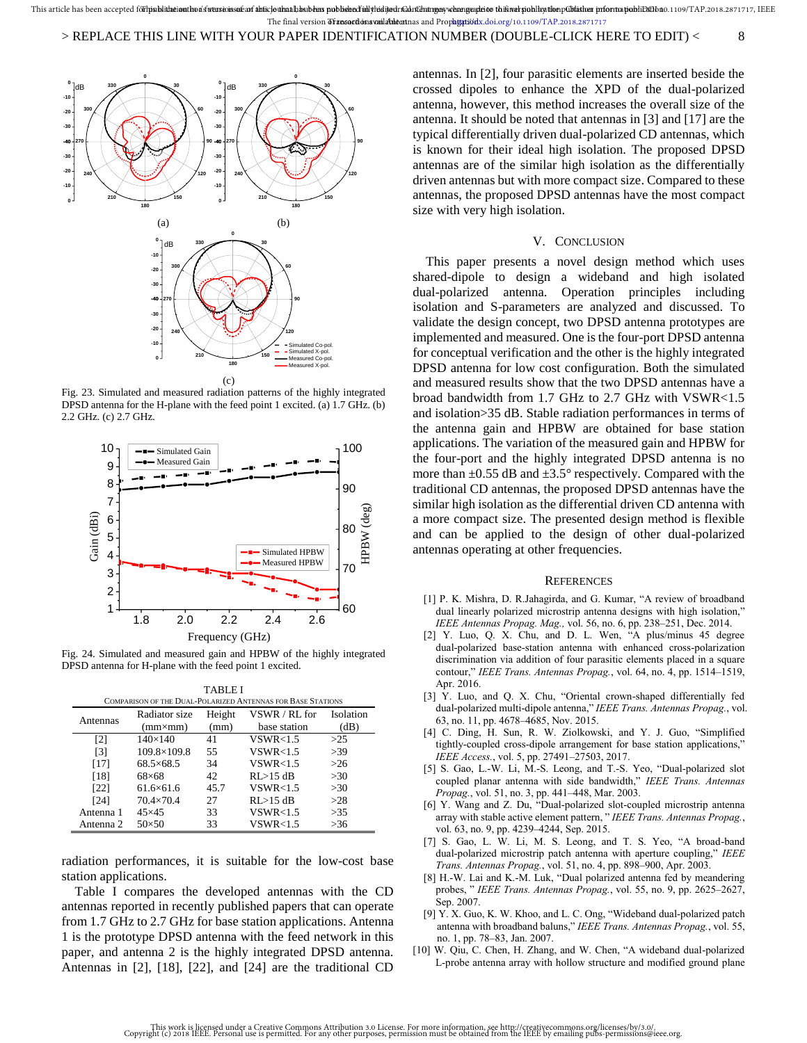Fig. 23. Simulated and measured radiation patterns of the highly integrated DPSD antenna for the H-plane with the feed point 1 excited. (a) 1.7 GHz. (b) 2.2 GHz. (c) 2.7 GHz.

Fig. 24. Simulated and measured gain and HPBW of the highly integrated DPSD antenna for H-plane with the feed point 1 excited.

TABLE I
COMPARISON OF THE DUAL-POLARIZED ANTENNAS FOR BASE STATIONS

| Antennas | Radiator size (mm×mm) | Height (mm) | VSWR / RL for base station | Isolation (dB) |
|---|---|---|---|---|
| [2] | 140×140 | 41 | VSWR<1.5 | >25 |
| [3] | 109.8×109.8 | 55 | VSWR<1.5 | >39 |
| [17] | 68.5×68.5 | 34 | VSWR<1.5 | >26 |
| [18] | 68×68 | 42 | RL>15 dB | >30 |
| [22] | 61.6×61.6 | 45.7 | VSWR<1.5 | >30 |
| [24] | 70.4×70.4 | 27 | RL>15 dB | >28 |
| Antenna 1 | 45×45 | 33 | VSWR<1.5 | >35 |
| Antenna 2 | 50×50 | 33 | VSWR<1.5 | >36 |

radiation performances, it is suitable for the low-cost base station applications.

Table I compares the developed antennas with the CD antennas reported in recently published papers that can operate from 1.7 GHz to 2.7 GHz for base station applications. Antenna 1 is the prototype DPSD antenna with the feed network in this paper, and antenna 2 is the highly integrated DPSD antenna. Antennas in [2], [18], [22], and [24] are the traditional CD antennas. In [2], four parasitic elements are inserted beside the crossed dipoles to enhance the XPD of the dual-polarized antenna, however, this method increases the overall size of the antenna. It should be noted that antennas in [3] and [17] are the typical differentially driven dual-polarized CD antennas, which is known for their ideal high isolation. The proposed DPSD antennas are of the similar high isolation as the differentially driven antennas but with more compact size. Compared to these antennas, the proposed DPSD antennas have the most compact size with very high isolation.

## V. CONCLUSION

This paper presents a novel design method which uses shared-dipole to design a wideband and high isolated dual-polarized antenna. Operation principles including isolation and S-parameters are analyzed and discussed. To validate the design concept, two DPSD antenna prototypes are implemented and measured. One is the four-port DPSD antenna for conceptual verification and the other is the highly integrated DPSD antenna for low cost configuration. Both the simulated and measured results show that the two DPSD antennas have a broad bandwidth from 1.7 GHz to 2.7 GHz with VSWR<1.5 and isolation>35 dB. Stable radiation performances in terms of the antenna gain and HPBW are obtained for base station applications. The variation of the measured gain and HPBW for the four-port and the highly integrated DPSD antenna is no more than ±0.55 dB and ±3.5° respectively. Compared with the traditional CD antennas, the proposed DPSD antennas have the similar high isolation as the differential driven CD antenna with a more compact size. The presented design method is flexible and can be applied to the design of other dual-polarized antennas operating at other frequencies.

## REFERENCES

[1] P. K. Mishra, D. R.Jahagirda, and G. Kumar, "A review of broadband dual linearly polarized microstrip antenna designs with high isolation," *IEEE Antennas Propag. Mag.,* vol. 56, no. 6, pp. 238–251, Dec. 2014.

[2] Y. Luo, Q. X. Chu, and D. L. Wen, "A plus/minus 45 degree dual-polarized base-station antenna with enhanced cross-polarization discrimination via addition of four parasitic elements placed in a square contour," *IEEE Trans. Antennas Propag.*, vol. 64, no. 4, pp. 1514–1519, Apr. 2016.

[3] Y. Luo, and Q. X. Chu, "Oriental crown-shaped differentially fed dual-polarized multi-dipole antenna," *IEEE Trans. Antennas Propag.*, vol. 63, no. 11, pp. 4678–4685, Nov. 2015.

[4] C. Ding, H. Sun, R. W. Ziolkowski, and Y. J. Guo, "Simplified tightly-coupled cross-dipole arrangement for base station applications," *IEEE Access.*, vol. 5, pp. 27491–27503, 2017.

[5] S. Gao, L.-W. Li, M.-S. Leong, and T.-S. Yeo, "Dual-polarized slot coupled planar antenna with side bandwidth," *IEEE Trans. Antennas Propag.*, vol. 51, no. 3, pp. 441–448, Mar. 2003.

[6] Y. Wang and Z. Du, "Dual-polarized slot-coupled microstrip antenna array with stable active element pattern, " *IEEE Trans. Antennas Propag.*, vol. 63, no. 9, pp. 4239–4244, Sep. 2015.

[7] S. Gao, L. W. Li, M. S. Leong, and T. S. Yeo, "A broad-band dual-polarized microstrip patch antenna with aperture coupling," *IEEE Trans. Antennas Propag.*, vol. 51, no. 4, pp. 898–900, Apr. 2003.

[8] H.-W. Lai and K.-M. Luk, "Dual polarized antenna fed by meandering probes, " *IEEE Trans. Antennas Propag.*, vol. 55, no. 9, pp. 2625–2627, Sep. 2007.

[9] Y. X. Guo, K. W. Khoo, and L. C. Ong, "Wideband dual-polarized patch antenna with broadband baluns," *IEEE Trans. Antennas Propag.*, vol. 55, no. 1, pp. 78–83, Jan. 2007.

[10] W. Qiu, C. Chen, H. Zhang, and W. Chen, "A wideband dual-polarized L-probe antenna array with hollow structure and modified ground plane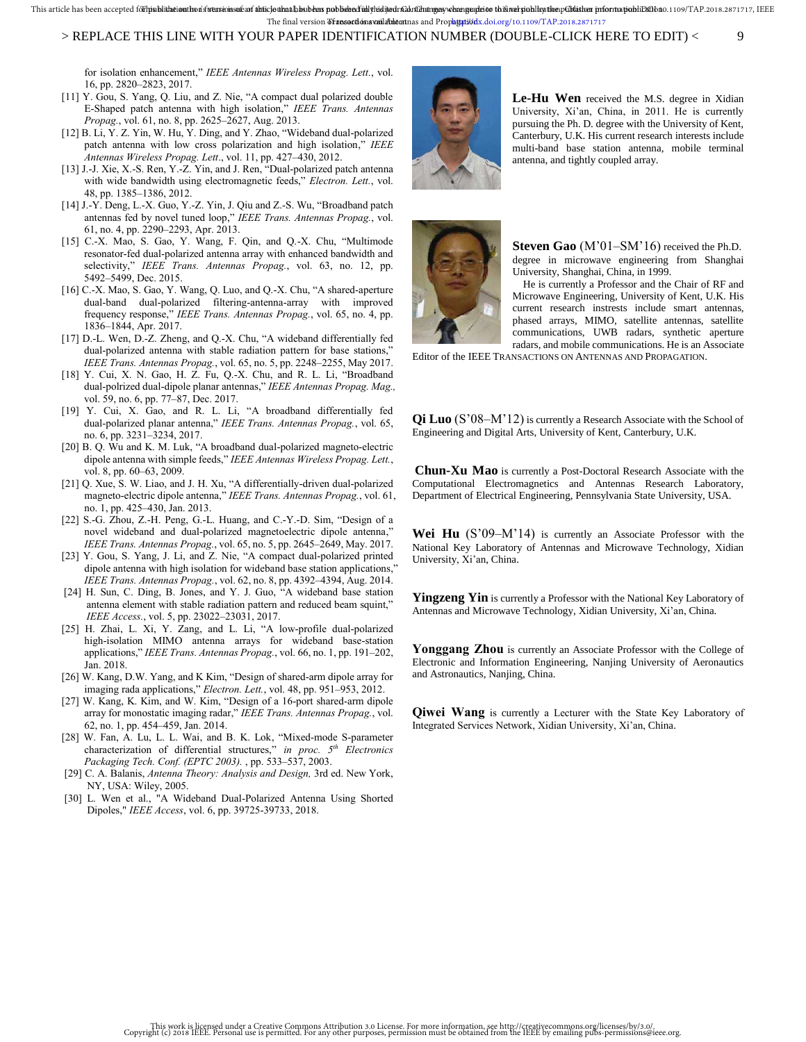for isolation enhancement," *IEEE Antennas Wireless Propag. Lett.*, vol. 16, pp. 2820–2823, 2017.

[11] Y. Gou, S. Yang, Q. Liu, and Z. Nie, "A compact dual polarized double E-Shaped patch antenna with high isolation," *IEEE Trans. Antennas Propag.*, vol. 61, no. 8, pp. 2625–2627, Aug. 2013.

[12] B. Li, Y. Z. Yin, W. Hu, Y. Ding, and Y. Zhao, "Wideband dual-polarized patch antenna with low cross polarization and high isolation," *IEEE Antennas Wireless Propag. Lett*., vol. 11, pp. 427–430, 2012.

[13] J.-J. Xie, X.-S. Ren, Y.-Z. Yin, and J. Ren, "Dual-polarized patch antenna with wide bandwidth using electromagnetic feeds," *Electron. Lett.*, vol. 48, pp. 1385–1386, 2012.

[14] J.-Y. Deng, L.-X. Guo, Y.-Z. Yin, J. Qiu and Z.-S. Wu, "Broadband patch antennas fed by novel tuned loop," *IEEE Trans. Antennas Propag.*, vol. 61, no. 4, pp. 2290–2293, Apr. 2013.

[15] C.-X. Mao, S. Gao, Y. Wang, F. Qin, and Q.-X. Chu, "Multimode resonator-fed dual-polarized antenna array with enhanced bandwidth and selectivity," *IEEE Trans. Antennas Propag.*, vol. 63, no. 12, pp. 5492–5499, Dec. 2015.

[16] C.-X. Mao, S. Gao, Y. Wang, Q. Luo, and Q.-X. Chu, "A shared-aperture dual-band dual-polarized filtering-antenna-array with improved frequency response," *IEEE Trans. Antennas Propag.*, vol. 65, no. 4, pp. 1836–1844, Apr. 2017.

[17] D.-L. Wen, D.-Z. Zheng, and Q.-X. Chu, "A wideband differentially fed dual-polarized antenna with stable radiation pattern for base stations," *IEEE Trans. Antennas Propag.*, vol. 65, no. 5, pp. 2248–2255, May 2017.

[18] Y. Cui, X. N. Gao, H. Z. Fu, Q.-X. Chu, and R. L. Li, "Broadband dual-polrized dual-dipole planar antennas," *IEEE Antennas Propag. Mag.,* vol. 59, no. 6, pp. 77–87, Dec. 2017.

[19] Y. Cui, X. Gao, and R. L. Li, "A broadband differentially fed dual-polarized planar antenna," *IEEE Trans. Antennas Propag.*, vol. 65, no. 6, pp. 3231–3234, 2017.

[20] B. Q. Wu and K. M. Luk, "A broadband dual-polarized magneto-electric dipole antenna with simple feeds," *IEEE Antennas Wireless Propag. Lett.*, vol. 8, pp. 60–63, 2009.

[21] Q. Xue, S. W. Liao, and J. H. Xu, "A differentially-driven dual-polarized magneto-electric dipole antenna," *IEEE Trans. Antennas Propag.*, vol. 61, no. 1, pp. 425–430, Jan. 2013.

[22] S.-G. Zhou, Z.-H. Peng, G.-L. Huang, and C.-Y.-D. Sim, "Design of a novel wideband and dual-polarized magnetoelectric dipole antenna," *IEEE Trans. Antennas Propag.*, vol. 65, no. 5, pp. 2645–2649, May. 2017.

[23] Y. Gou, S. Yang, J. Li, and Z. Nie, "A compact dual-polarized printed dipole antenna with high isolation for wideband base station applications," *IEEE Trans. Antennas Propag.*, vol. 62, no. 8, pp. 4392–4394, Aug. 2014.

[24] H. Sun, C. Ding, B. Jones, and Y. J. Guo, "A wideband base station antenna element with stable radiation pattern and reduced beam squint," *IEEE Access.*, vol. 5, pp. 23022–23031, 2017.

[25] H. Zhai, L. Xi, Y. Zang, and L. Li, "A low-profile dual-polarized high-isolation MIMO antenna arrays for wideband base-station applications," *IEEE Trans. Antennas Propag.*, vol. 66, no. 1, pp. 191–202, Jan. 2018.

[26] W. Kang, D.W. Yang, and K Kim, "Design of shared-arm dipole array for imaging rada applications," *Electron. Lett.*, vol. 48, pp. 951–953, 2012.

[27] W. Kang, K. Kim, and W. Kim, "Design of a 16-port shared-arm dipole array for monostatic imaging radar," *IEEE Trans. Antennas Propag.*, vol. 62, no. 1, pp. 454–459, Jan. 2014.

[28] W. Fan, A. Lu, L. L. Wai, and B. K. Lok, "Mixed-mode S-parameter characterization of differential structures," *in proc. 5th Electronics Packaging Tech. Conf. (EPTC 2003).* , pp. 533–537, 2003.

[29] C. A. Balanis, *Antenna Theory: Analysis and Design,* 3rd ed. New York, NY, USA: Wiley, 2005.

[30] L. Wen et al., "A Wideband Dual-Polarized Antenna Using Shorted Dipoles," *IEEE Access*, vol. 6, pp. 39725-39733, 2018.

**Le-Hu Wen** received the M.S. degree in Xidian University, Xi'an, China, in 2011. He is currently pursuing the Ph. D. degree with the University of Kent, Canterbury, U.K. His current research interests include multi-band base station antenna, mobile terminal antenna, and tightly coupled array.

**Steven Gao** (M'01–SM'16) received the Ph.D. degree in microwave engineering from Shanghai University, Shanghai, China, in 1999.

He is currently a Professor and the Chair of RF and Microwave Engineering, University of Kent, U.K. His current research instrests include smart antennas, phased arrays, MIMO, satellite antennas, satellite communications, UWB radars, synthetic aperture radars, and mobile communications. He is an Associate Editor of the IEEE TRANSACTIONS ON ANTENNAS AND PROPAGATION.

**Qi Luo** (S'08–M'12) is currently a Research Associate with the School of Engineering and Digital Arts, University of Kent, Canterbury, U.K.

**Chun-Xu Mao** is currently a Post-Doctoral Research Associate with the Computational Electromagnetics and Antennas Research Laboratory, Department of Electrical Engineering, Pennsylvania State University, USA.

**Wei Hu** (S'09–M'14) is currently an Associate Professor with the National Key Laboratory of Antennas and Microwave Technology, Xidian University, Xi'an, China.

**Yingzeng Yin** is currently a Professor with the National Key Laboratory of Antennas and Microwave Technology, Xidian University, Xi'an, China.

**Yonggang Zhou** is currently an Associate Professor with the College of Electronic and Information Engineering, Nanjing University of Aeronautics and Astronautics, Nanjing, China.

**Qiwei Wang** is currently a Lecturer with the State Key Laboratory of Integrated Services Network, Xidian University, Xi'an, China.